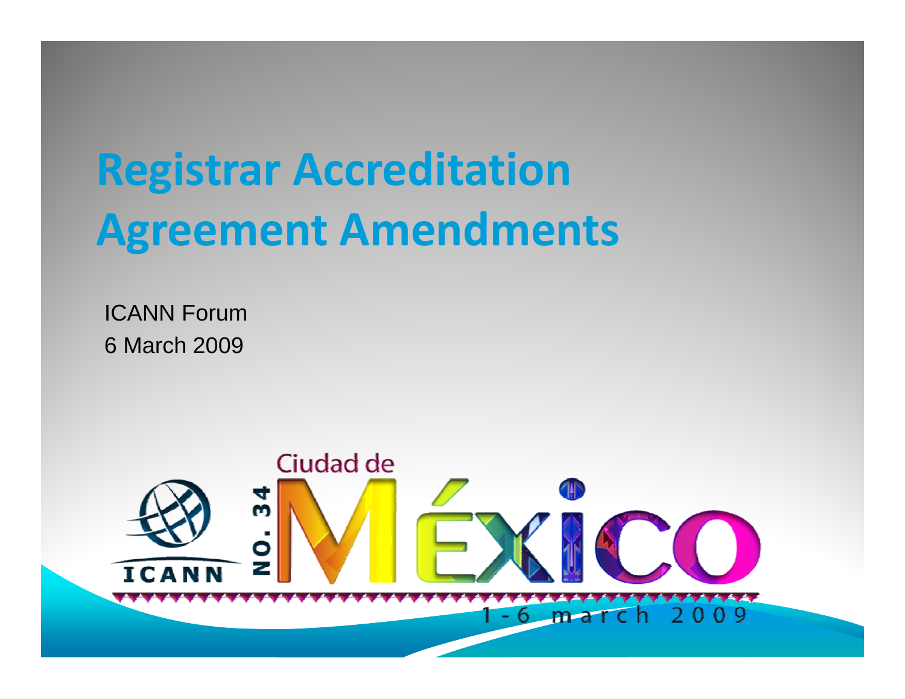# Registrar Accreditation Agreement Amendments

ICANN Forum

6 March 2009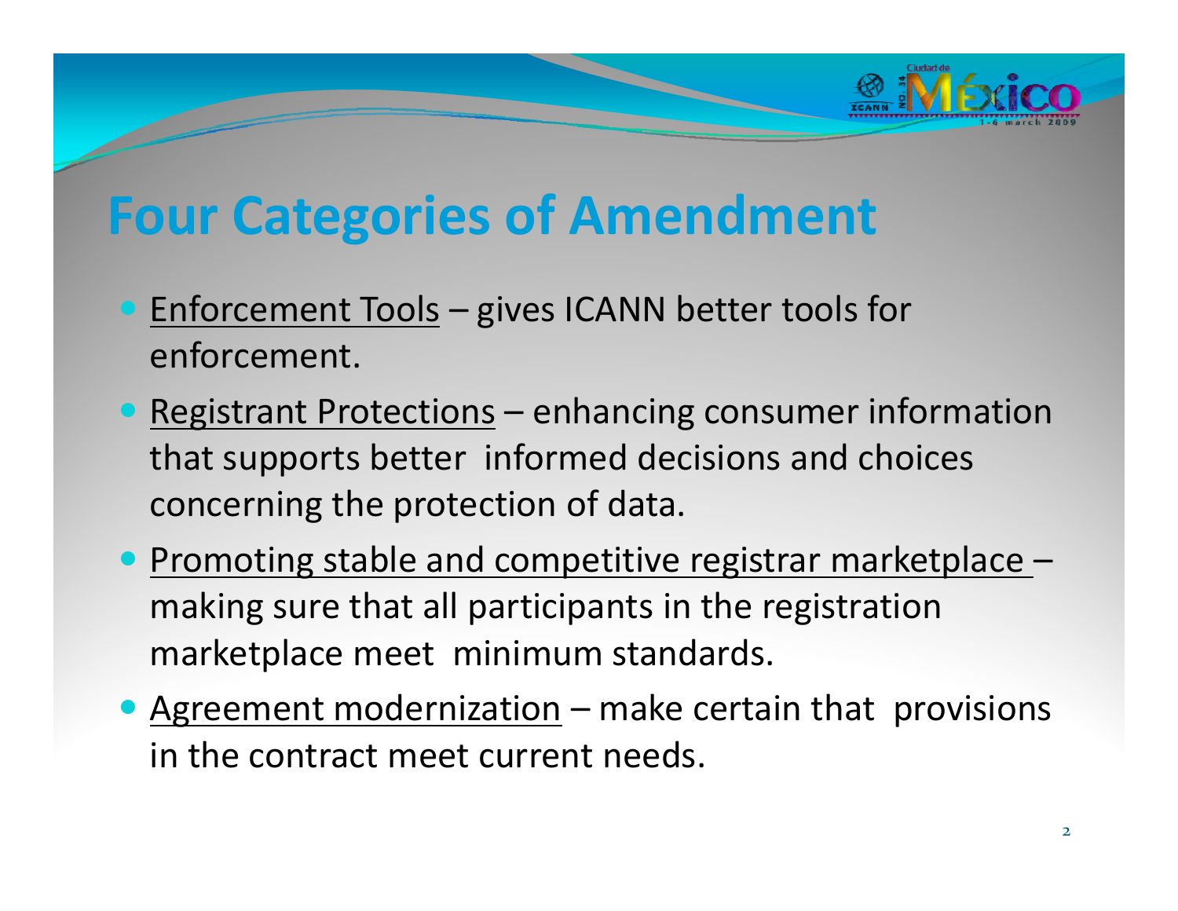# Four Categories of Amendment

- <u>Enforcement Tools</u> – gives ICANN better tools for enforcement.
- <u>Registrant Protections</u> – enhancing consumer information that supports better informed decisions and choices concerning the protection of data.
- <u>Promoting stable and competitive registrar marketplace</u> – making sure that all participants in the registration marketplace meet minimum standards.
- <u>Agreement modernization</u> – make certain that provisions in the contract meet current needs.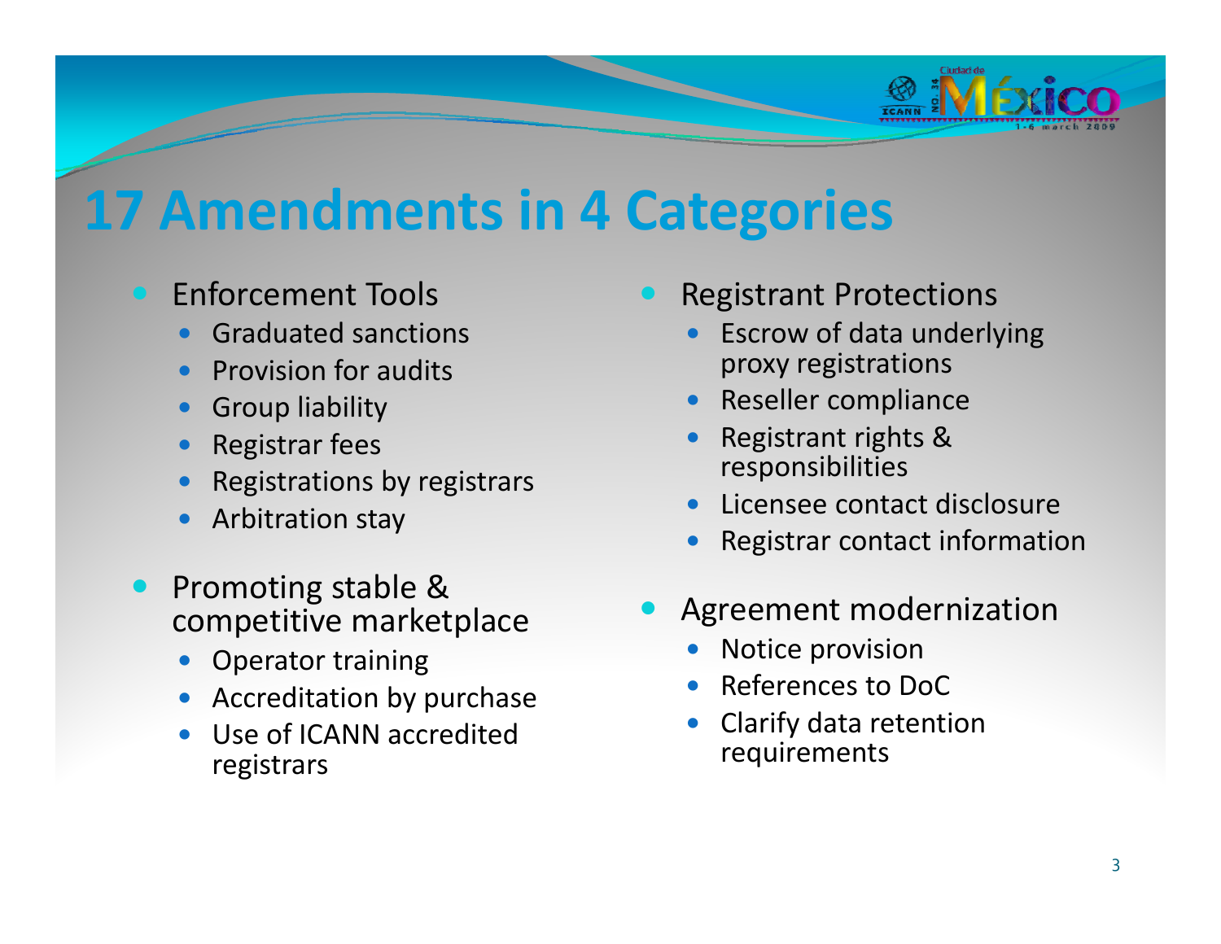# 17 Amendments in 4 Categories

- Enforcement Tools
  - Graduated sanctions
  - Provision for audits
  - Group liability
  - Registrar fees
  - Registrations by registrars
  - Arbitration stay
- Promoting stable & competitive marketplace
  - Operator training
  - Accreditation by purchase
  - Use of ICANN accredited registrars
- Registrant Protections
  - Escrow of data underlying proxy registrations
  - Reseller compliance
  - Registrant rights & responsibilities
  - Licensee contact disclosure
  - Registrar contact information
- Agreement modernization
  - Notice provision
  - References to DoC
  - Clarify data retention requirements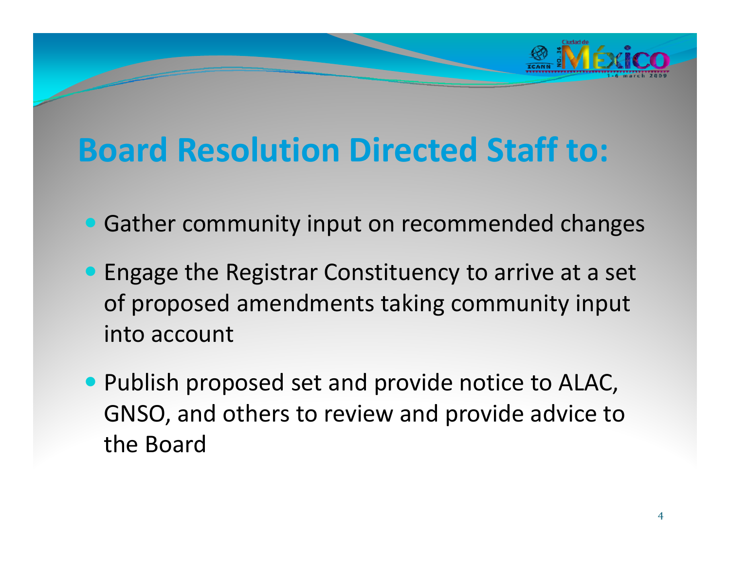# Board Resolution Directed Staff to:

- Gather community input on recommended changes
- Engage the Registrar Constituency to arrive at a set of proposed amendments taking community input into account
- Publish proposed set and provide notice to ALAC, GNSO, and others to review and provide advice to the Board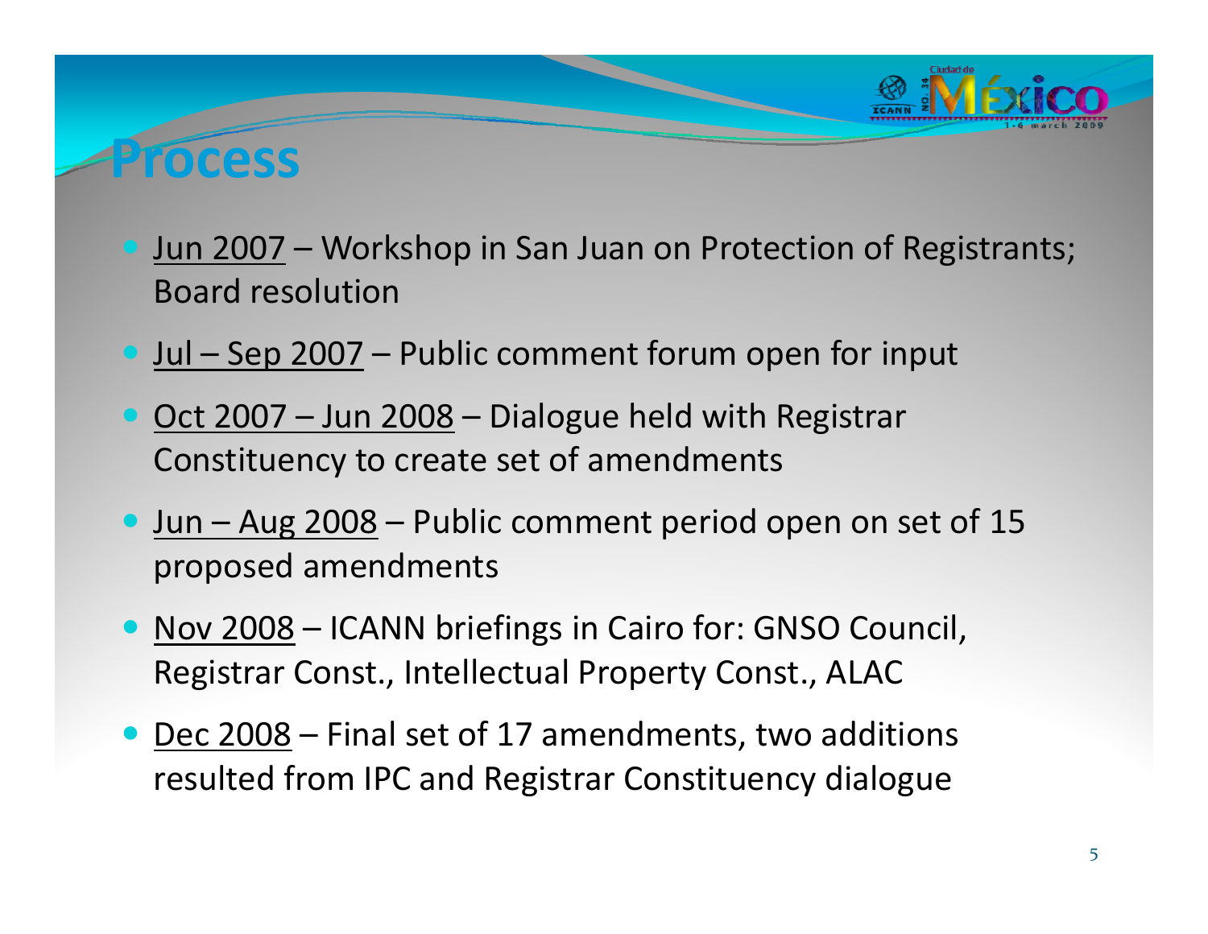# Process

- Jun 2007 – Workshop in San Juan on Protection of Registrants; Board resolution
- Jul – Sep 2007 – Public comment forum open for input
- Oct 2007 – Jun 2008 – Dialogue held with Registrar Constituency to create set of amendments
- Jun – Aug 2008 – Public comment period open on set of 15 proposed amendments
- Nov 2008 – ICANN briefings in Cairo for: GNSO Council, Registrar Const., Intellectual Property Const., ALAC
- Dec 2008 – Final set of 17 amendments, two additions resulted from IPC and Registrar Constituency dialogue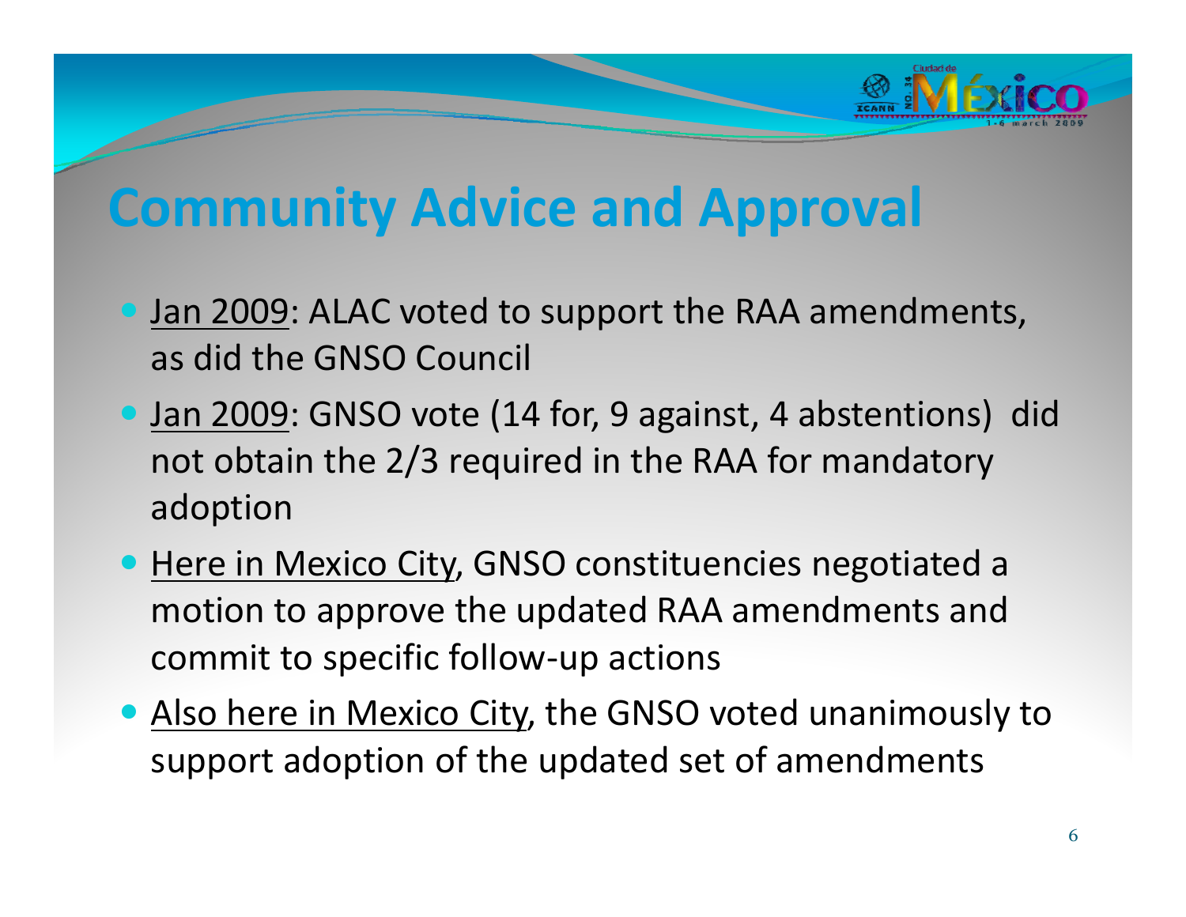# Community Advice and Approval

- <u>Jan 2009</u>: ALAC voted to support the RAA amendments, as did the GNSO Council
- <u>Jan 2009</u>: GNSO vote (14 for, 9 against, 4 abstentions) did not obtain the 2/3 required in the RAA for mandatory adoption
- <u>Here in Mexico City</u>, GNSO constituencies negotiated a motion to approve the updated RAA amendments and commit to specific follow-up actions
- <u>Also here in Mexico City</u>, the GNSO voted unanimously to support adoption of the updated set of amendments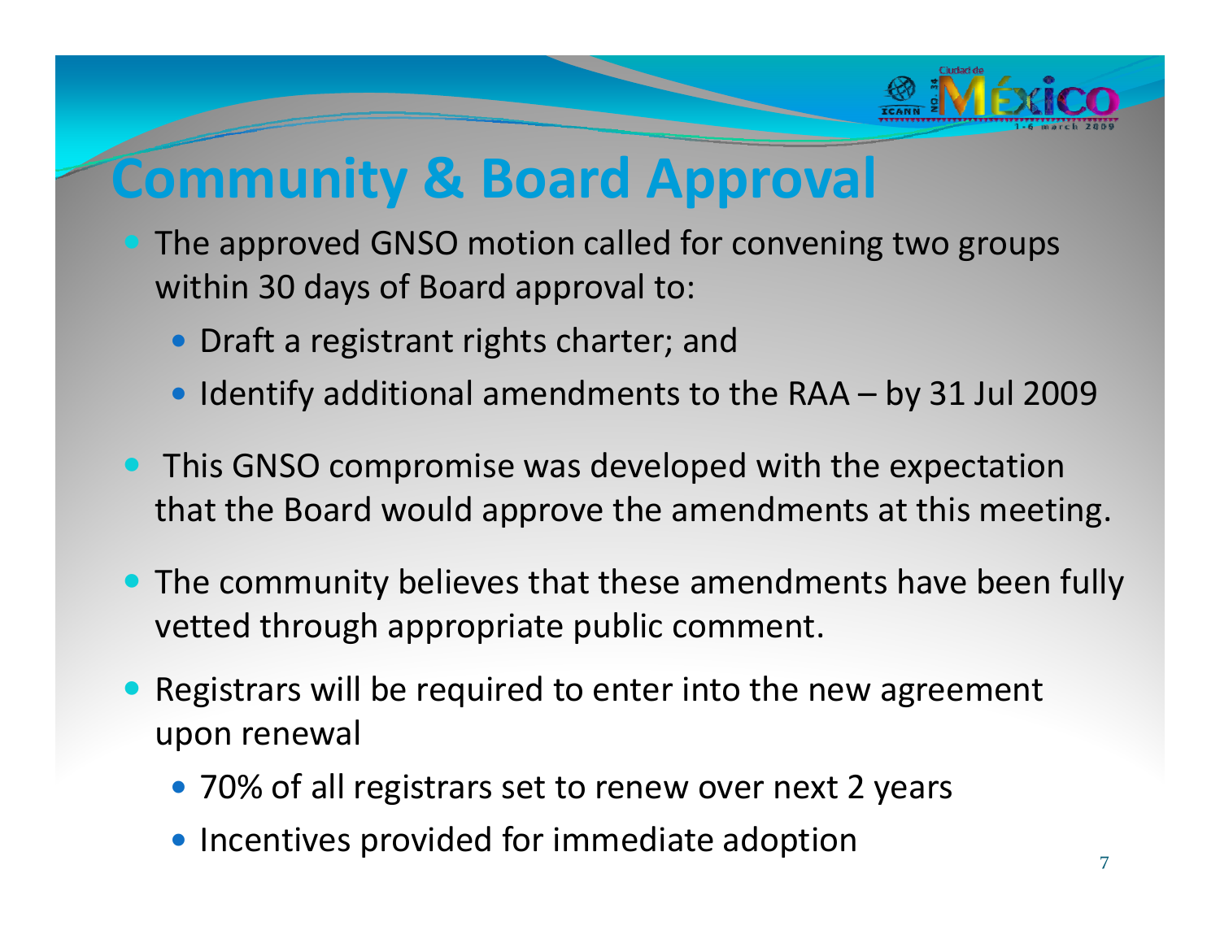# Community & Board Approval

- The approved GNSO motion called for convening two groups within 30 days of Board approval to:
  - Draft a registrant rights charter; and
  - Identify additional amendments to the RAA – by 31 Jul 2009
- This GNSO compromise was developed with the expectation that the Board would approve the amendments at this meeting.
- The community believes that these amendments have been fully vetted through appropriate public comment.
- Registrars will be required to enter into the new agreement upon renewal
  - 70% of all registrars set to renew over next 2 years
  - Incentives provided for immediate adoption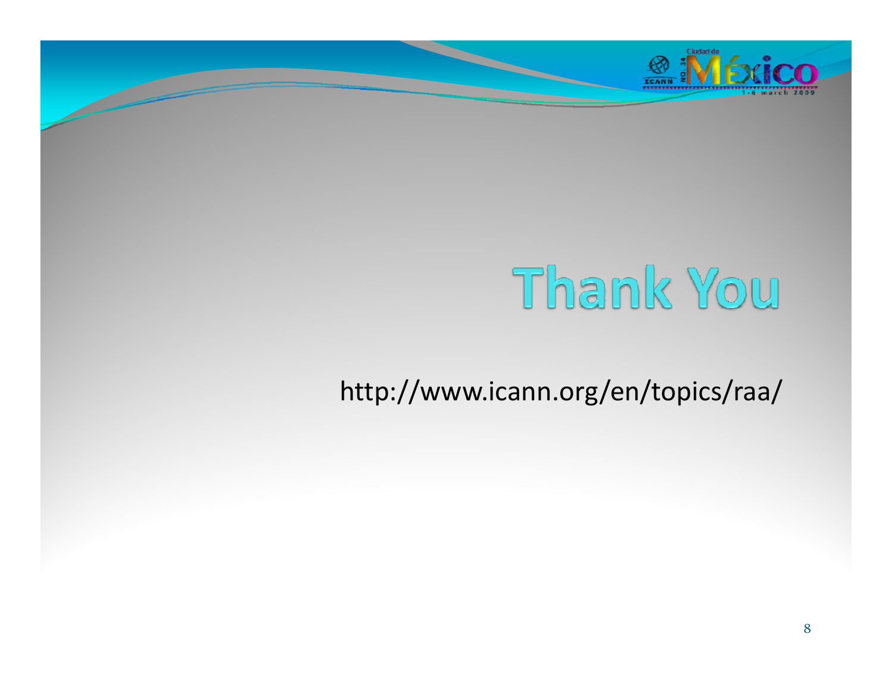# Thank You

http://www.icann.org/en/topics/raa/